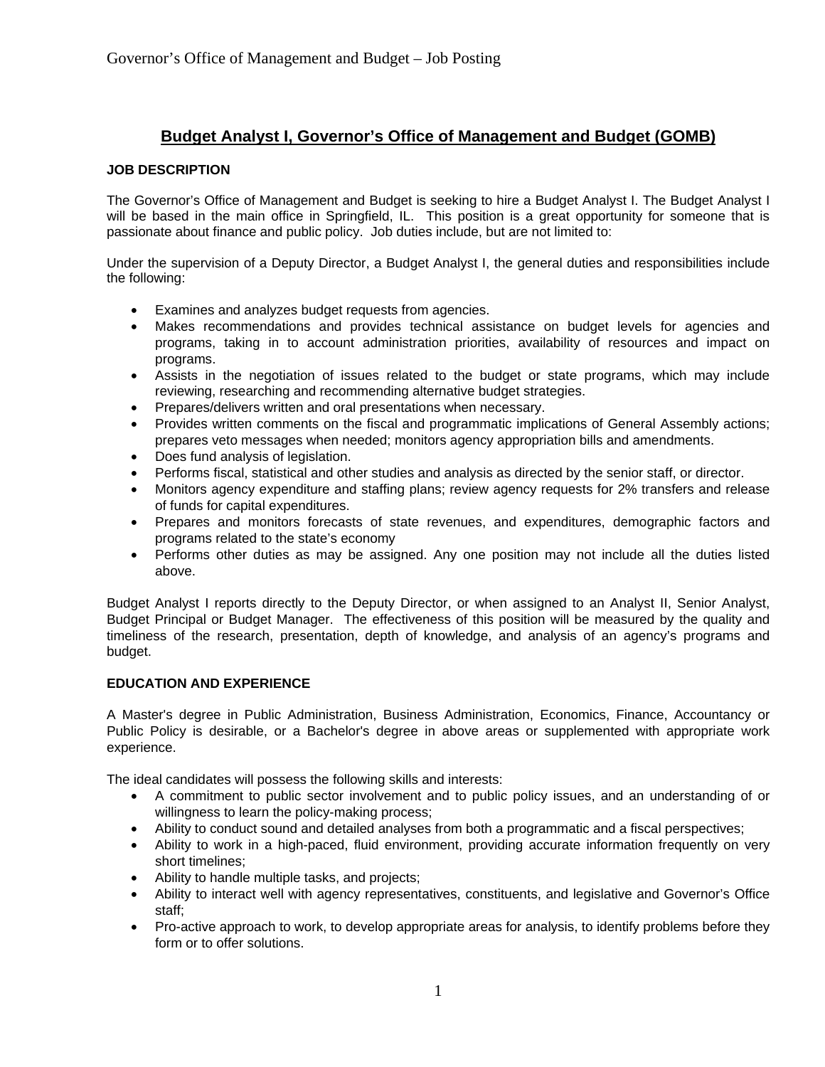# Budget Analyst I, Governor's Office of Management and Budget (GOMB)

**JOB DESCRIPTION**

The Governor's Office of Management and Budget is seeking to hire a Budget Analyst I. The Budget Analyst I will be based in the main office in Springfield, IL. This position is a great opportunity for someone that is passionate about finance and public policy. Job duties include, but are not limited to:

Under the supervision of a Deputy Director, a Budget Analyst I, the general duties and responsibilities include the following:

- Examines and analyzes budget requests from agencies.
- Makes recommendations and provides technical assistance on budget levels for agencies and programs, taking in to account administration priorities, availability of resources and impact on programs.
- Assists in the negotiation of issues related to the budget or state programs, which may include reviewing, researching and recommending alternative budget strategies.
- Prepares/delivers written and oral presentations when necessary.
- Provides written comments on the fiscal and programmatic implications of General Assembly actions; prepares veto messages when needed; monitors agency appropriation bills and amendments.
- Does fund analysis of legislation.
- Performs fiscal, statistical and other studies and analysis as directed by the senior staff, or director.
- Monitors agency expenditure and staffing plans; review agency requests for 2% transfers and release of funds for capital expenditures.
- Prepares and monitors forecasts of state revenues, and expenditures, demographic factors and programs related to the state's economy
- Performs other duties as may be assigned. Any one position may not include all the duties listed above.

Budget Analyst I reports directly to the Deputy Director, or when assigned to an Analyst II, Senior Analyst, Budget Principal or Budget Manager. The effectiveness of this position will be measured by the quality and timeliness of the research, presentation, depth of knowledge, and analysis of an agency's programs and budget.

**EDUCATION AND EXPERIENCE**

A Master's degree in Public Administration, Business Administration, Economics, Finance, Accountancy or Public Policy is desirable, or a Bachelor's degree in above areas or supplemented with appropriate work experience.

The ideal candidates will possess the following skills and interests:

- A commitment to public sector involvement and to public policy issues, and an understanding of or willingness to learn the policy-making process;
- Ability to conduct sound and detailed analyses from both a programmatic and a fiscal perspectives;
- Ability to work in a high-paced, fluid environment, providing accurate information frequently on very short timelines;
- Ability to handle multiple tasks, and projects;
- Ability to interact well with agency representatives, constituents, and legislative and Governor's Office staff;
- Pro-active approach to work, to develop appropriate areas for analysis, to identify problems before they form or to offer solutions.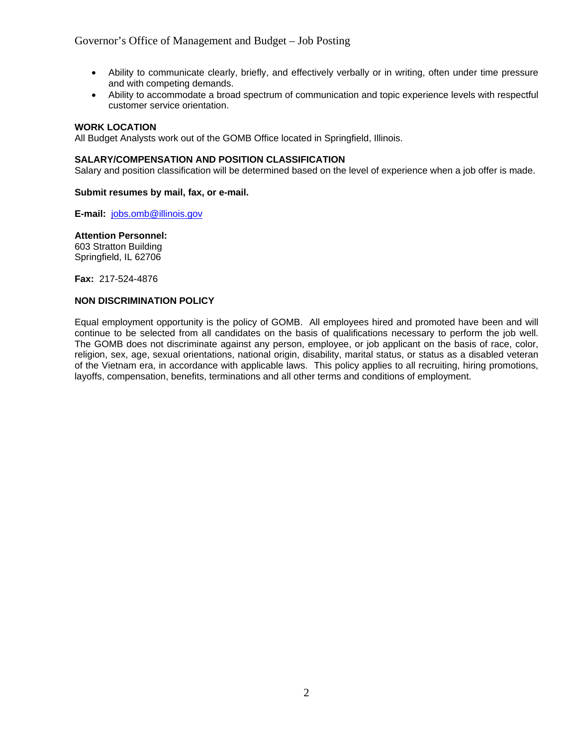- Ability to communicate clearly, briefly, and effectively verbally or in writing, often under time pressure and with competing demands.
- Ability to accommodate a broad spectrum of communication and topic experience levels with respectful customer service orientation.

**WORK LOCATION**

All Budget Analysts work out of the GOMB Office located in Springfield, Illinois.

**SALARY/COMPENSATION AND POSITION CLASSIFICATION**

Salary and position classification will be determined based on the level of experience when a job offer is made.

**Submit resumes by mail, fax, or e-mail.**

**E-mail:** jobs.omb@illinois.gov

**Attention Personnel:**
603 Stratton Building
Springfield, IL 62706

**Fax:** 217-524-4876

**NON DISCRIMINATION POLICY**

Equal employment opportunity is the policy of GOMB. All employees hired and promoted have been and will continue to be selected from all candidates on the basis of qualifications necessary to perform the job well. The GOMB does not discriminate against any person, employee, or job applicant on the basis of race, color, religion, sex, age, sexual orientations, national origin, disability, marital status, or status as a disabled veteran of the Vietnam era, in accordance with applicable laws. This policy applies to all recruiting, hiring promotions, layoffs, compensation, benefits, terminations and all other terms and conditions of employment.